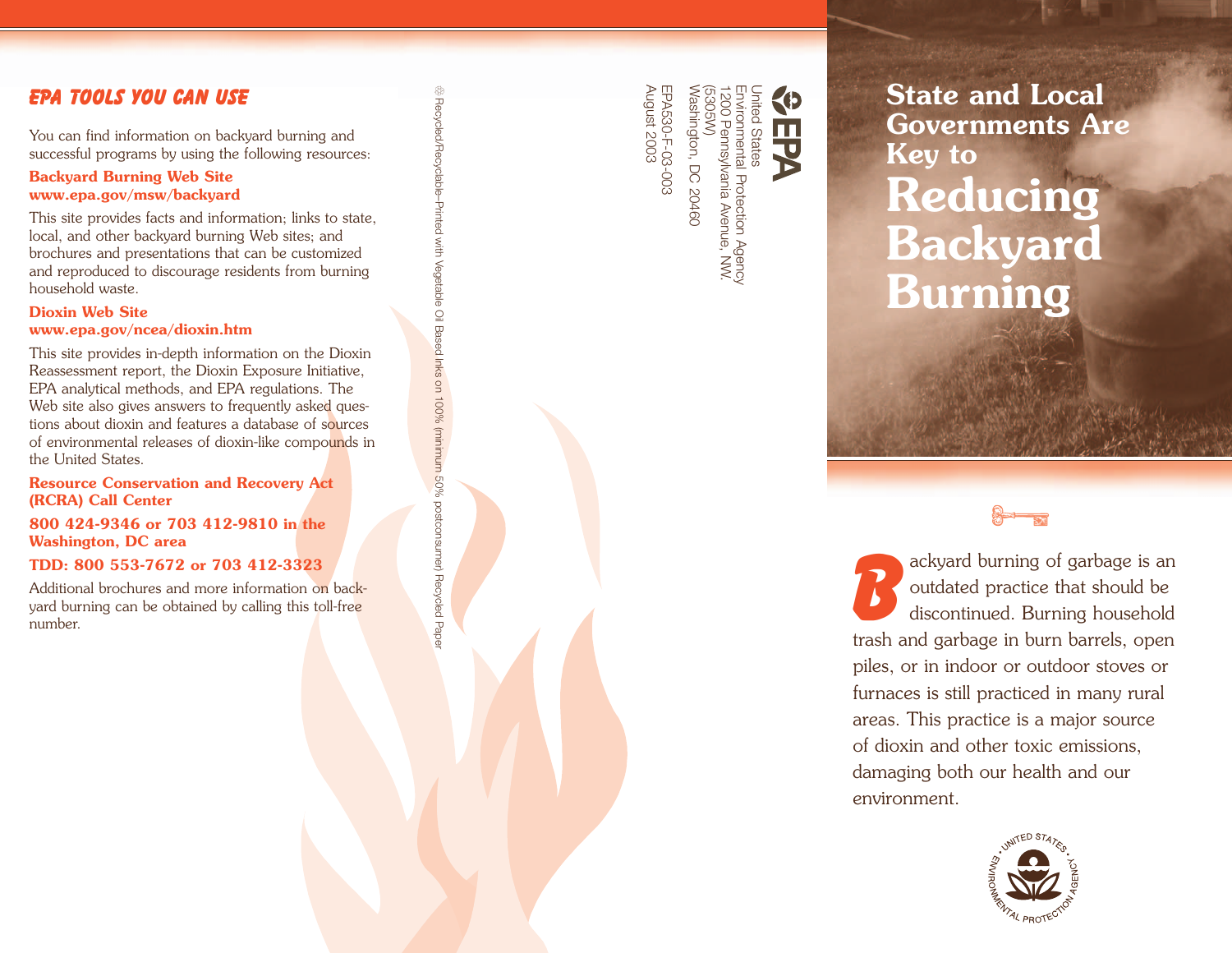## EPA TOOLS YOU CAN USE

You can find information on backyard burning and successful programs by using the following resources:

**Backyard Burning Web Site**
**www.epa.gov/msw/backyard**

This site provides facts and information; links to state, local, and other backyard burning Web sites; and brochures and presentations that can be customized and reproduced to discourage residents from burning household waste.

**Dioxin Web Site**
**www.epa.gov/ncea/dioxin.htm**

This site provides in-depth information on the Dioxin Reassessment report, the Dioxin Exposure Initiative, EPA analytical methods, and EPA regulations. The Web site also gives answers to frequently asked questions about dioxin and features a database of sources of environmental releases of dioxin-like compounds in the United States.

**Resource Conservation and Recovery Act (RCRA) Call Center**

**800 424-9346 or 703 412-9810 in the Washington, DC area**

**TDD: 800 553-7672 or 703 412-3323**

Additional brochures and more information on backyard burning can be obtained by calling this toll-free number.

Recycled/Recyclable-Printed with Vegetable Oil Based Inks on 100% (minimum 50% postconsumer) Recycled Paper

EPA
United States
Environmental Protection Agency
1200 Pennsylvania Avenue, NW.
(5305W)
Washington, DC 20460

EPA530-F-03-003
August 2003

# State and Local Governments Are Key to Reducing Backyard Burning

Backyard burning of garbage is an outdated practice that should be discontinued. Burning household trash and garbage in burn barrels, open piles, or in indoor or outdoor stoves or furnaces is still practiced in many rural areas. This practice is a major source of dioxin and other toxic emissions, damaging both our health and our environment.

UNITED STATES ENVIRONMENTAL PROTECTION AGENCY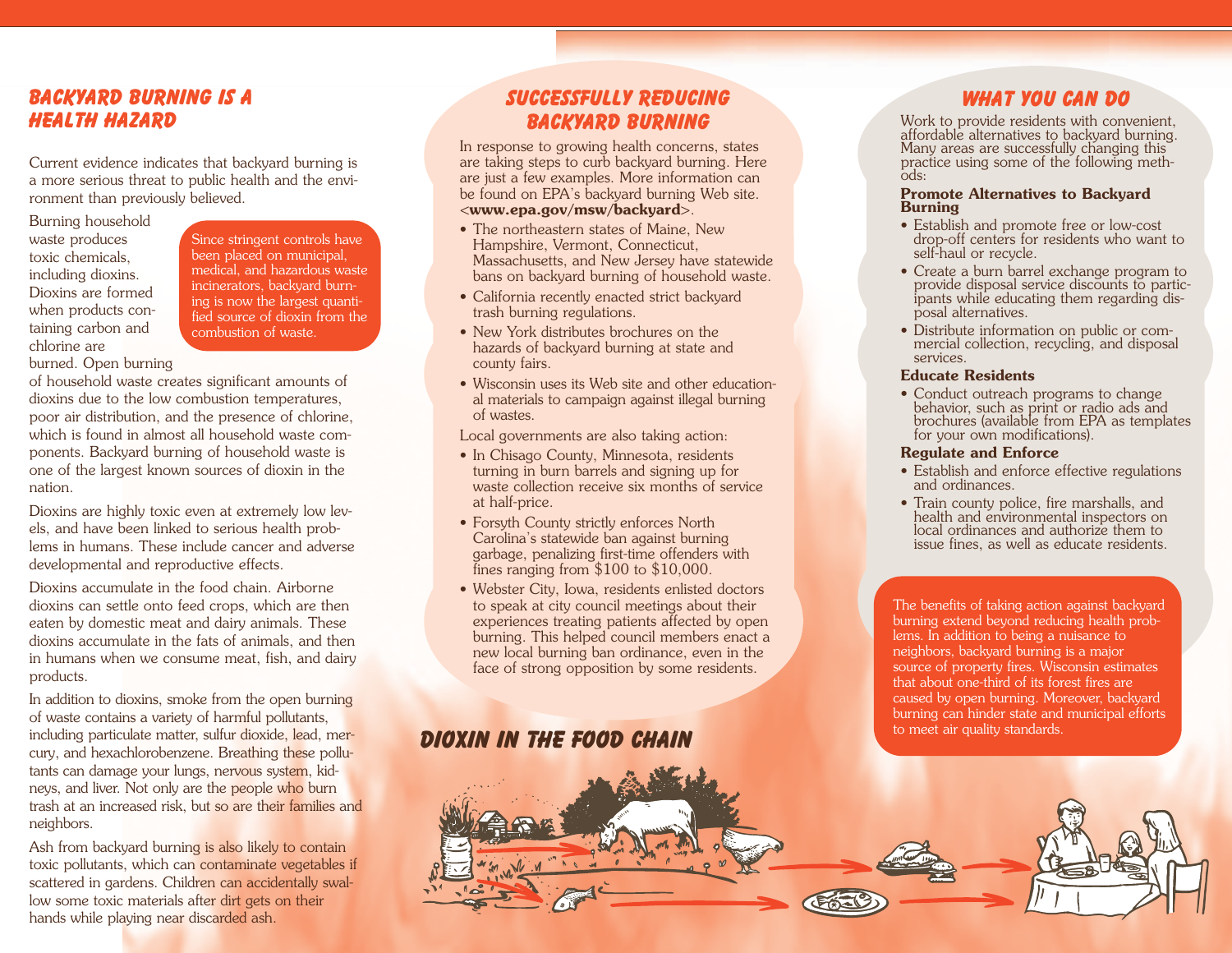## Backyard Burning Is a Health Hazard

Current evidence indicates that backyard burning is a more serious threat to public health and the environment than previously believed.

Burning household waste produces toxic chemicals, including dioxins. Dioxins are formed when products containing carbon and chlorine are burned. Open burning of household waste creates significant amounts of dioxins due to the low combustion temperatures, poor air distribution, and the presence of chlorine, which is found in almost all household waste components. Backyard burning of household waste is one of the largest known sources of dioxin in the nation.

Since stringent controls have been placed on municipal, medical, and hazardous waste incinerators, backyard burning is now the largest quantified source of dioxin from the combustion of waste.

Dioxins are highly toxic even at extremely low levels, and have been linked to serious health problems in humans. These include cancer and adverse developmental and reproductive effects.

Dioxins accumulate in the food chain. Airborne dioxins can settle onto feed crops, which are then eaten by domestic meat and dairy animals. These dioxins accumulate in the fats of animals, and then in humans when we consume meat, fish, and dairy products.

In addition to dioxins, smoke from the open burning of waste contains a variety of harmful pollutants, including particulate matter, sulfur dioxide, lead, mercury, and hexachlorobenzene. Breathing these pollutants can damage your lungs, nervous system, kidneys, and liver. Not only are the people who burn trash at an increased risk, but so are their families and neighbors.

Ash from backyard burning is also likely to contain toxic pollutants, which can contaminate vegetables if scattered in gardens. Children can accidentally swallow some toxic materials after dirt gets on their hands while playing near discarded ash.

## Successfully Reducing Backyard Burning

In response to growing health concerns, states are taking steps to curb backyard burning. Here are just a few examples. More information can be found on EPA's backyard burning Web site. **<www.epa.gov/msw/backyard>**.

- The northeastern states of Maine, New Hampshire, Vermont, Connecticut, Massachusetts, and New Jersey have statewide bans on backyard burning of household waste.
- California recently enacted strict backyard trash burning regulations.
- New York distributes brochures on the hazards of backyard burning at state and county fairs.
- Wisconsin uses its Web site and other educational materials to campaign against illegal burning of wastes.

Local governments are also taking action:

- In Chisago County, Minnesota, residents turning in burn barrels and signing up for waste collection receive six months of service at half-price.
- Forsyth County strictly enforces North Carolina's statewide ban against burning garbage, penalizing first-time offenders with fines ranging from $100 to $10,000.
- Webster City, Iowa, residents enlisted doctors to speak at city council meetings about their experiences treating patients affected by open burning. This helped council members enact a new local burning ban ordinance, even in the face of strong opposition by some residents.

## Dioxin in the Food Chain

## What You Can Do

Work to provide residents with convenient, affordable alternatives to backyard burning. Many areas are successfully changing this practice using some of the following methods:

### Promote Alternatives to Backyard Burning

- Establish and promote free or low-cost drop-off centers for residents who want to self-haul or recycle.
- Create a burn barrel exchange program to provide disposal service discounts to participants while educating them regarding disposal alternatives.
- Distribute information on public or commercial collection, recycling, and disposal services.

### Educate Residents

- Conduct outreach programs to change behavior, such as print or radio ads and brochures (available from EPA as templates for your own modifications).

### Regulate and Enforce

- Establish and enforce effective regulations and ordinances.
- Train county police, fire marshalls, and health and environmental inspectors on local ordinances and authorize them to issue fines, as well as educate residents.

The benefits of taking action against backyard burning extend beyond reducing health problems. In addition to being a nuisance to neighbors, backyard burning is a major source of property fires. Wisconsin estimates that about one-third of its forest fires are caused by open burning. Moreover, backyard burning can hinder state and municipal efforts to meet air quality standards.